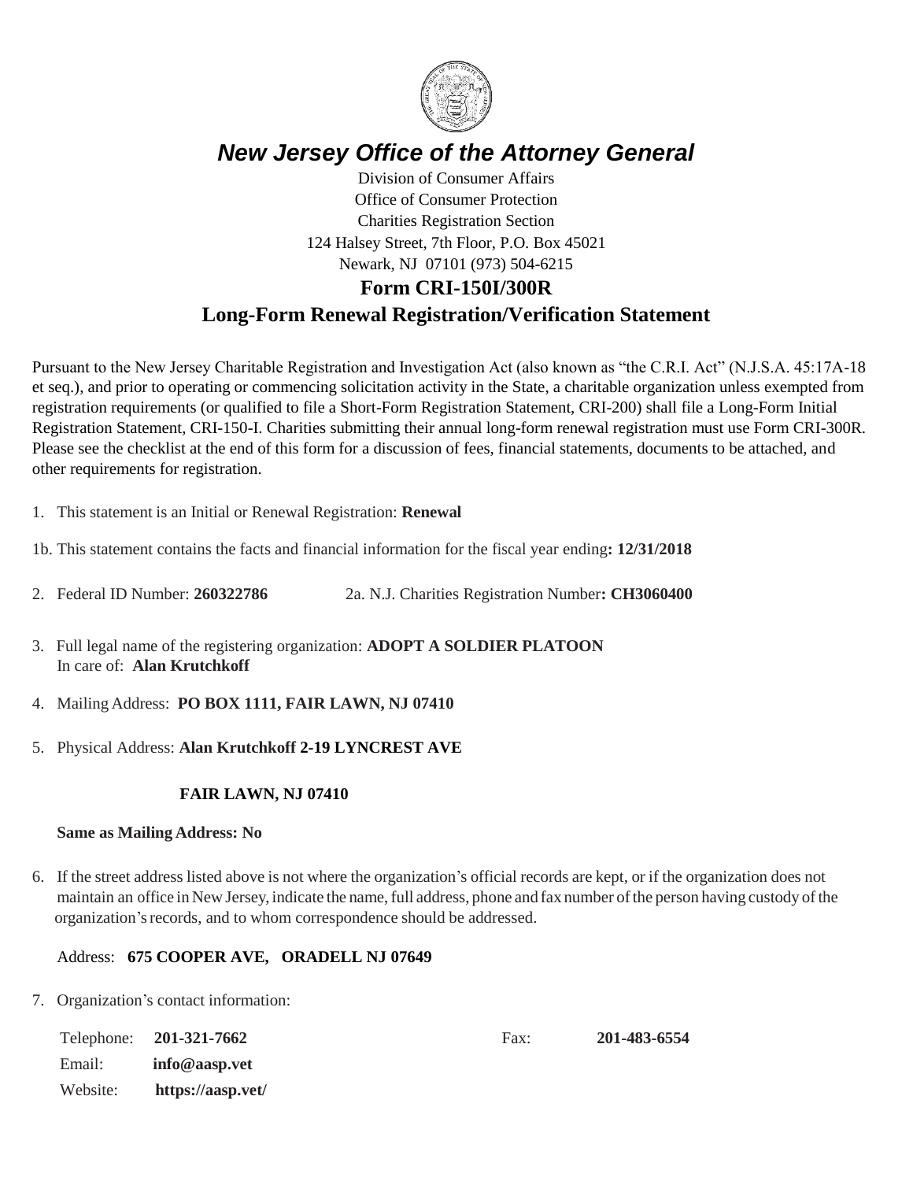# *New Jersey Office of the Attorney General*

Division of Consumer Affairs
Office of Consumer Protection
Charities Registration Section
124 Halsey Street, 7th Floor, P.O. Box 45021
Newark, NJ 07101 (973) 504-6215

## Form CRI-150I/300R

## Long-Form Renewal Registration/Verification Statement

Pursuant to the New Jersey Charitable Registration and Investigation Act (also known as "the C.R.I. Act" (N.J.S.A. 45:17A-18 et seq.), and prior to operating or commencing solicitation activity in the State, a charitable organization unless exempted from registration requirements (or qualified to file a Short-Form Registration Statement, CRI-200) shall file a Long-Form Initial Registration Statement, CRI-150-I. Charities submitting their annual long-form renewal registration must use Form CRI-300R. Please see the checklist at the end of this form for a discussion of fees, financial statements, documents to be attached, and other requirements for registration.

1. This statement is an Initial or Renewal Registration: **Renewal**

1b. This statement contains the facts and financial information for the fiscal year ending**: 12/31/2018**

2. Federal ID Number: **260322786** 2a. N.J. Charities Registration Number**: CH3060400**

3. Full legal name of the registering organization: **ADOPT A SOLDIER PLATOON**
   In care of: **Alan Krutchkoff**

4. Mailing Address: **PO BOX 1111, FAIR LAWN, NJ 07410**

5. Physical Address: **Alan Krutchkoff 2-19 LYNCREST AVE**

   **FAIR LAWN, NJ 07410**

   **Same as Mailing Address: No**

6. If the street address listed above is not where the organization's official records are kept, or if the organization does not maintain an office in New Jersey, indicate the name, full address, phone and fax number of the person having custody of the organization's records, and to whom correspondence should be addressed.

   Address: **675 COOPER AVE, ORADELL NJ 07649**

7. Organization's contact information:

   Telephone: **201-321-7662** Fax: **201-483-6554**
   Email: **info@aasp.vet**
   Website: **https://aasp.vet/**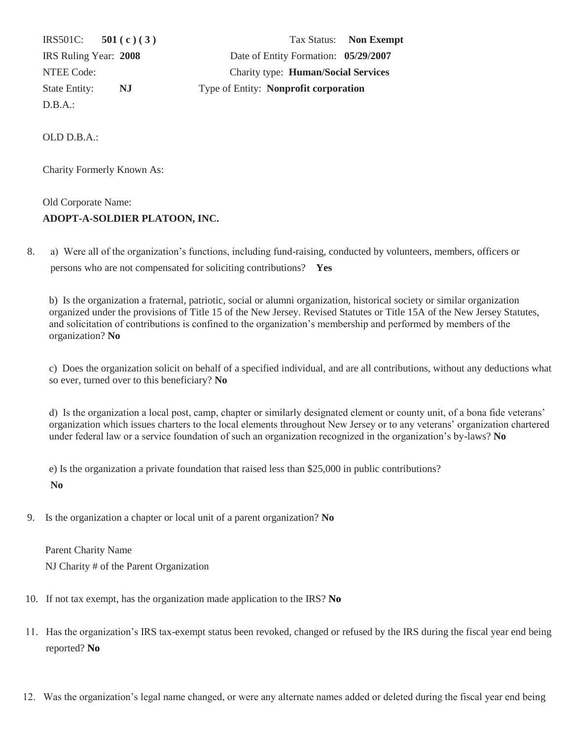IRS501C: **501 ( c ) ( 3 )**　　Tax Status: **Non Exempt**

IRS Ruling Year: **2008**　　Date of Entity Formation: **05/29/2007**

NTEE Code:　　Charity type: **Human/Social Services**

State Entity: **NJ**　　Type of Entity: **Nonprofit corporation**

D.B.A.:

OLD D.B.A.:

Charity Formerly Known As:

Old Corporate Name:
**ADOPT-A-SOLDIER PLATOON, INC.**

8. a) Were all of the organization's functions, including fund-raising, conducted by volunteers, members, officers or persons who are not compensated for soliciting contributions? **Yes**

   b) Is the organization a fraternal, patriotic, social or alumni organization, historical society or similar organization organized under the provisions of Title 15 of the New Jersey. Revised Statutes or Title 15A of the New Jersey Statutes, and solicitation of contributions is confined to the organization's membership and performed by members of the organization? **No**

   c) Does the organization solicit on behalf of a specified individual, and are all contributions, without any deductions what so ever, turned over to this beneficiary? **No**

   d) Is the organization a local post, camp, chapter or similarly designated element or county unit, of a bona fide veterans' organization which issues charters to the local elements throughout New Jersey or to any veterans' organization chartered under federal law or a service foundation of such an organization recognized in the organization's by-laws? **No**

   e) Is the organization a private foundation that raised less than $25,000 in public contributions?
   **No**

9. Is the organization a chapter or local unit of a parent organization? **No**

   Parent Charity Name
   NJ Charity # of the Parent Organization

10. If not tax exempt, has the organization made application to the IRS? **No**

11. Has the organization's IRS tax-exempt status been revoked, changed or refused by the IRS during the fiscal year end being reported? **No**

12. Was the organization's legal name changed, or were any alternate names added or deleted during the fiscal year end being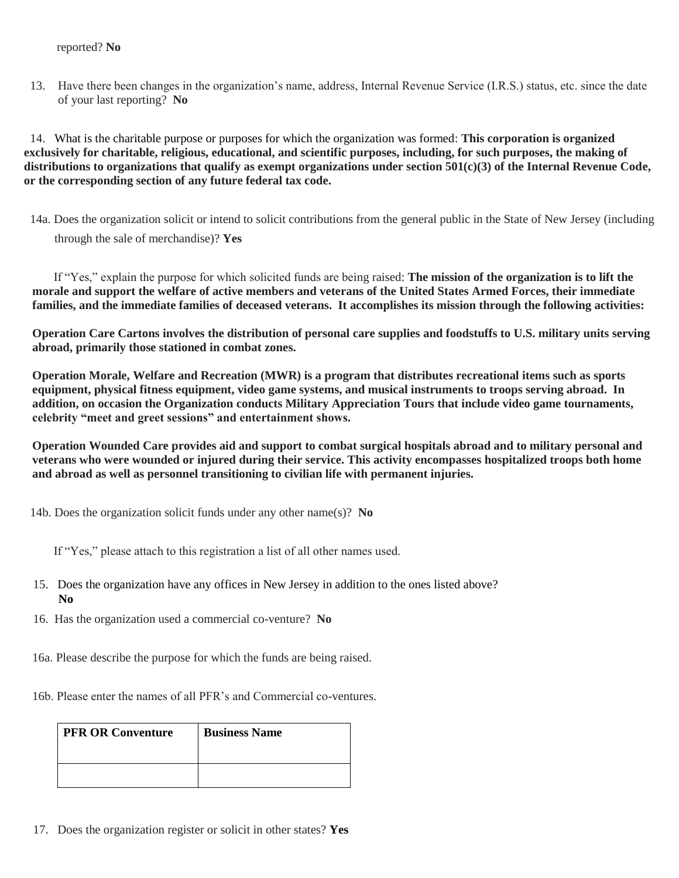reported? **No**

13. Have there been changes in the organization's name, address, Internal Revenue Service (I.R.S.) status, etc. since the date of your last reporting? **No**

14. What is the charitable purpose or purposes for which the organization was formed: **This corporation is organized exclusively for charitable, religious, educational, and scientific purposes, including, for such purposes, the making of distributions to organizations that qualify as exempt organizations under section 501(c)(3) of the Internal Revenue Code, or the corresponding section of any future federal tax code.**

14a. Does the organization solicit or intend to solicit contributions from the general public in the State of New Jersey (including through the sale of merchandise)? **Yes**

If "Yes," explain the purpose for which solicited funds are being raised: **The mission of the organization is to lift the morale and support the welfare of active members and veterans of the United States Armed Forces, their immediate families, and the immediate families of deceased veterans. It accomplishes its mission through the following activities:**

**Operation Care Cartons involves the distribution of personal care supplies and foodstuffs to U.S. military units serving abroad, primarily those stationed in combat zones.**

**Operation Morale, Welfare and Recreation (MWR) is a program that distributes recreational items such as sports equipment, physical fitness equipment, video game systems, and musical instruments to troops serving abroad. In addition, on occasion the Organization conducts Military Appreciation Tours that include video game tournaments, celebrity "meet and greet sessions" and entertainment shows.**

**Operation Wounded Care provides aid and support to combat surgical hospitals abroad and to military personal and veterans who were wounded or injured during their service. This activity encompasses hospitalized troops both home and abroad as well as personnel transitioning to civilian life with permanent injuries.**

14b. Does the organization solicit funds under any other name(s)? **No**

If "Yes," please attach to this registration a list of all other names used.

15. Does the organization have any offices in New Jersey in addition to the ones listed above? **No**

16. Has the organization used a commercial co-venture? **No**

16a. Please describe the purpose for which the funds are being raised.

16b. Please enter the names of all PFR's and Commercial co-ventures.

| PFR OR Conventure | Business Name |
|---|---|
| | |

17. Does the organization register or solicit in other states? **Yes**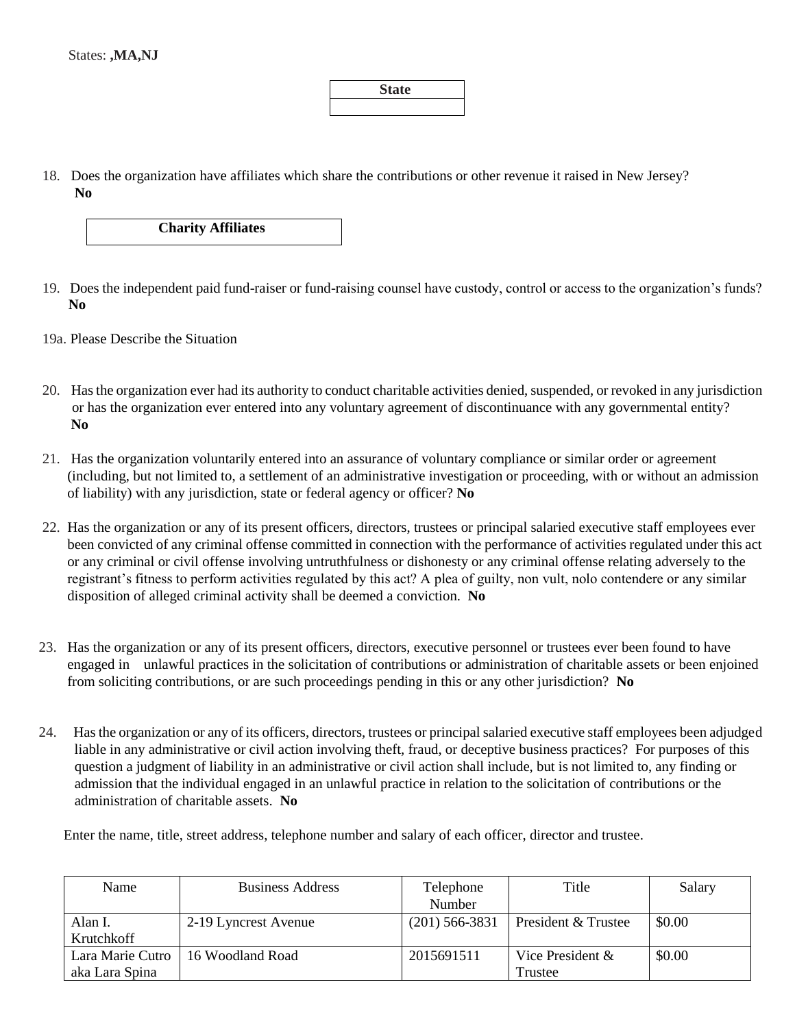States: **,MA,NJ**

| State |
|---|
| |

18. Does the organization have affiliates which share the contributions or other revenue it raised in New Jersey? **No**

| Charity Affiliates |
|---|

19. Does the independent paid fund-raiser or fund-raising counsel have custody, control or access to the organization's funds? **No**

19a. Please Describe the Situation

20. Has the organization ever had its authority to conduct charitable activities denied, suspended, or revoked in any jurisdiction or has the organization ever entered into any voluntary agreement of discontinuance with any governmental entity? **No**

21. Has the organization voluntarily entered into an assurance of voluntary compliance or similar order or agreement (including, but not limited to, a settlement of an administrative investigation or proceeding, with or without an admission of liability) with any jurisdiction, state or federal agency or officer? **No**

22. Has the organization or any of its present officers, directors, trustees or principal salaried executive staff employees ever been convicted of any criminal offense committed in connection with the performance of activities regulated under this act or any criminal or civil offense involving untruthfulness or dishonesty or any criminal offense relating adversely to the registrant's fitness to perform activities regulated by this act? A plea of guilty, non vult, nolo contendere or any similar disposition of alleged criminal activity shall be deemed a conviction. **No**

23. Has the organization or any of its present officers, directors, executive personnel or trustees ever been found to have engaged in unlawful practices in the solicitation of contributions or administration of charitable assets or been enjoined from soliciting contributions, or are such proceedings pending in this or any other jurisdiction? **No**

24. Has the organization or any of its officers, directors, trustees or principal salaried executive staff employees been adjudged liable in any administrative or civil action involving theft, fraud, or deceptive business practices? For purposes of this question a judgment of liability in an administrative or civil action shall include, but is not limited to, any finding or admission that the individual engaged in an unlawful practice in relation to the solicitation of contributions or the administration of charitable assets. **No**

Enter the name, title, street address, telephone number and salary of each officer, director and trustee.

| Name | Business Address | Telephone Number | Title | Salary |
|---|---|---|---|---|
| Alan I. Krutchkoff | 2-19 Lyncrest Avenue | (201) 566-3831 | President & Trustee | $0.00 |
| Lara Marie Cutro aka Lara Spina | 16 Woodland Road | 2015691511 | Vice President & Trustee | $0.00 |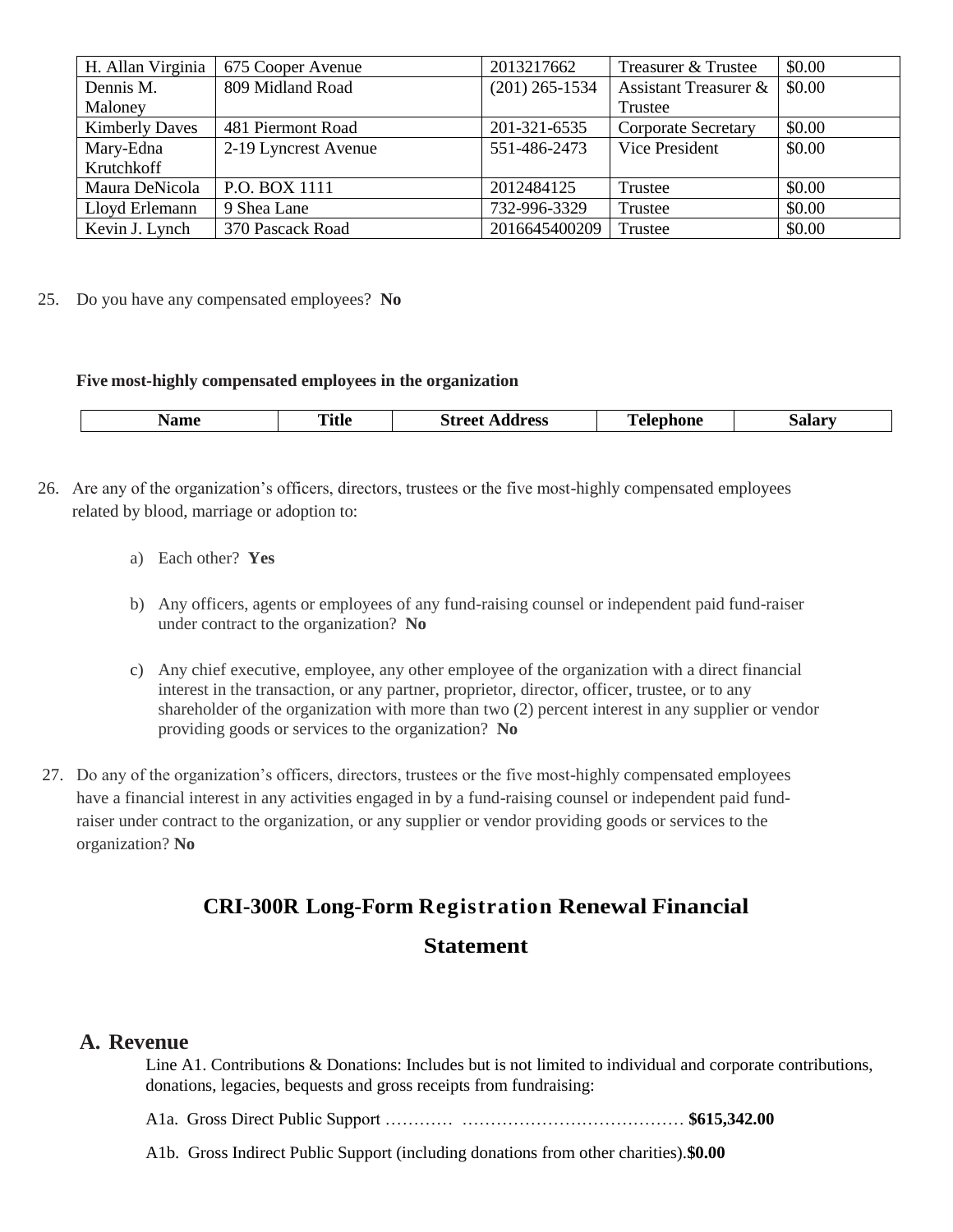| H. Allan Virginia | 675 Cooper Avenue | 2013217662 | Treasurer & Trustee | $0.00 |
|---|---|---|---|---|
| Dennis M. Maloney | 809 Midland Road | (201) 265-1534 | Assistant Treasurer & Trustee | $0.00 |
| Kimberly Daves | 481 Piermont Road | 201-321-6535 | Corporate Secretary | $0.00 |
| Mary-Edna Krutchkoff | 2-19 Lyncrest Avenue | 551-486-2473 | Vice President | $0.00 |
| Maura DeNicola | P.O. BOX 1111 | 2012484125 | Trustee | $0.00 |
| Lloyd Erlemann | 9 Shea Lane | 732-996-3329 | Trustee | $0.00 |
| Kevin J. Lynch | 370 Pascack Road | 2016645400209 | Trustee | $0.00 |

25. Do you have any compensated employees? **No**

**Five most-highly compensated employees in the organization**

| Name | Title | Street Address | Telephone | Salary |
|---|---|---|---|---|

26. Are any of the organization's officers, directors, trustees or the five most-highly compensated employees related by blood, marriage or adoption to:

    a) Each other? **Yes**

    b) Any officers, agents or employees of any fund-raising counsel or independent paid fund-raiser under contract to the organization? **No**

    c) Any chief executive, employee, any other employee of the organization with a direct financial interest in the transaction, or any partner, proprietor, director, officer, trustee, or to any shareholder of the organization with more than two (2) percent interest in any supplier or vendor providing goods or services to the organization? **No**

27. Do any of the organization's officers, directors, trustees or the five most-highly compensated employees have a financial interest in any activities engaged in by a fund-raising counsel or independent paid fund-raiser under contract to the organization, or any supplier or vendor providing goods or services to the organization? **No**

## CRI-300R Long-Form Registration Renewal Financial Statement

### A. Revenue

Line A1. Contributions & Donations: Includes but is not limited to individual and corporate contributions, donations, legacies, bequests and gross receipts from fundraising:

A1a. Gross Direct Public Support ………… ………………………………… **$615,342.00**

A1b. Gross Indirect Public Support (including donations from other charities).**$0.00**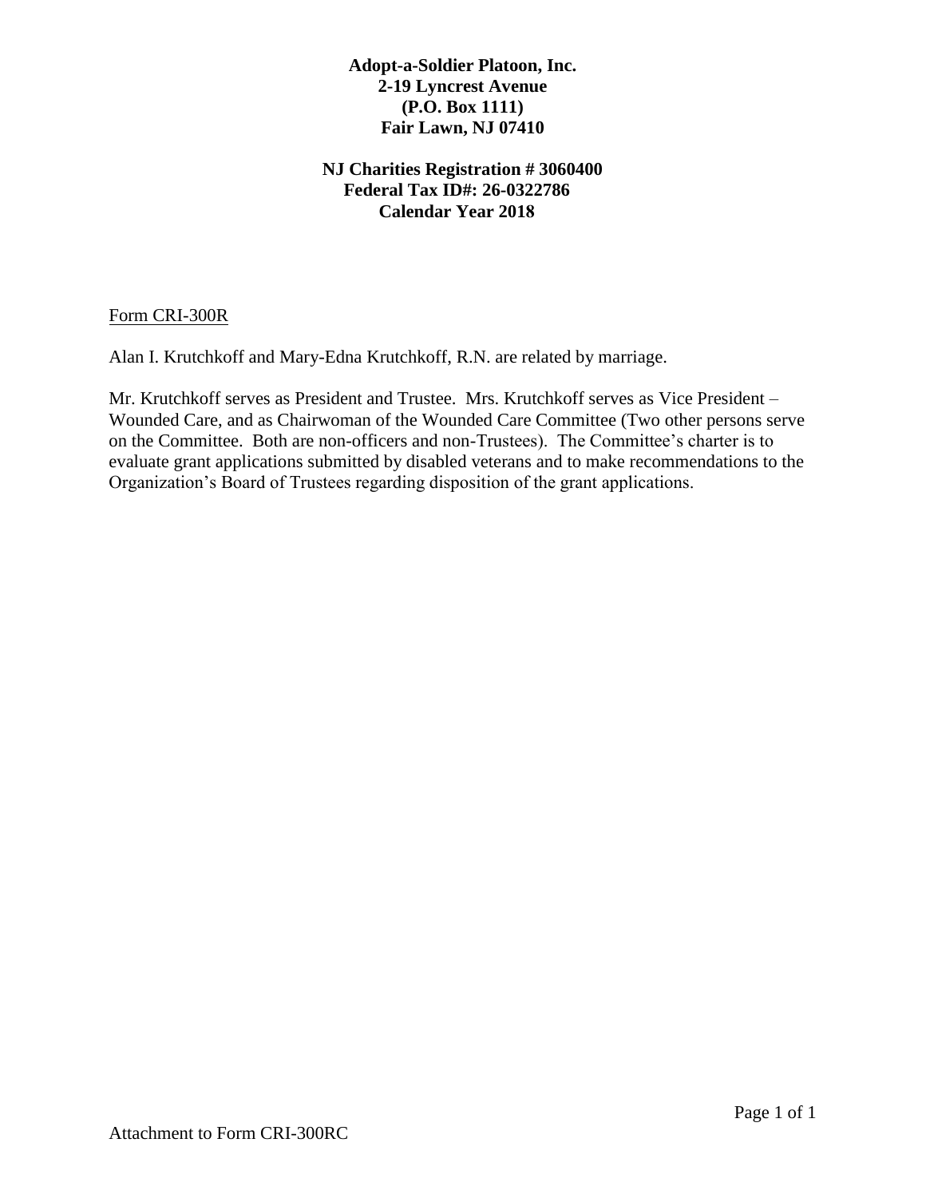**Adopt-a-Soldier Platoon, Inc.**
**2-19 Lyncrest Avenue**
**(P.O. Box 1111)**
**Fair Lawn, NJ 07410**

**NJ Charities Registration # 3060400**
**Federal Tax ID#: 26-0322786**
**Calendar Year 2018**

<u>Form CRI-300R</u>

Alan I. Krutchkoff and Mary-Edna Krutchkoff, R.N. are related by marriage.

Mr. Krutchkoff serves as President and Trustee. Mrs. Krutchkoff serves as Vice President – Wounded Care, and as Chairwoman of the Wounded Care Committee (Two other persons serve on the Committee. Both are non-officers and non-Trustees). The Committee's charter is to evaluate grant applications submitted by disabled veterans and to make recommendations to the Organization's Board of Trustees regarding disposition of the grant applications.

Attachment to Form CRI-300RC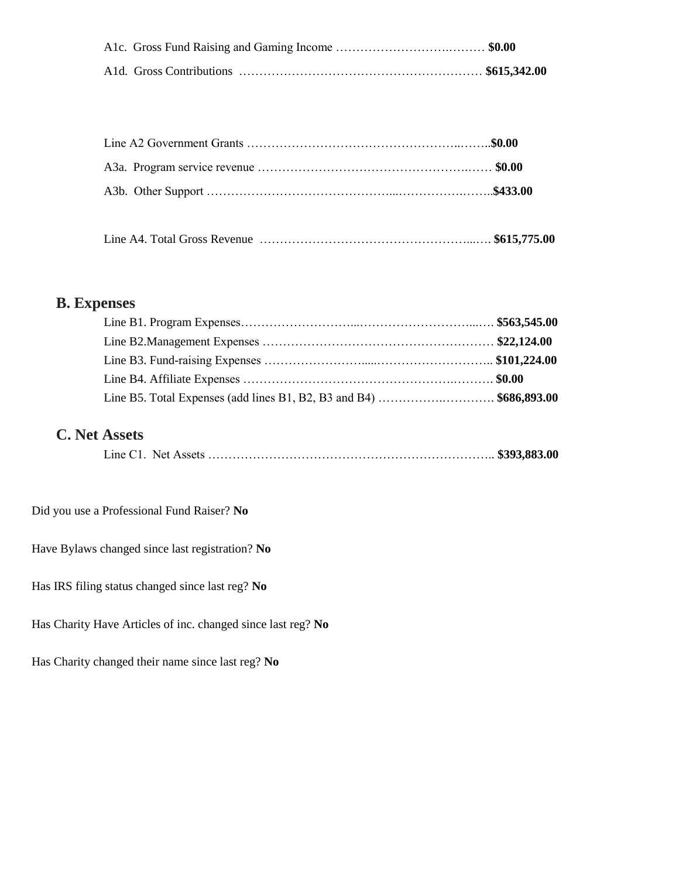A1c. Gross Fund Raising and Gaming Income ………………………….……… **$0.00**

A1d. Gross Contributions …………….……………………………………… **$615,342.00**

Line A2 Government Grants ……………………………………………..……..**$0.00**

A3a. Program service revenue …………………………………………….…… **$0.00**

A3b. Other Support ………………………………………...…………….……..**$433.00**

Line A4. Total Gross Revenue ……………………………………………...…. **$615,775.00**

## B. Expenses

Line B1. Program Expenses………………………...…………………………...…. **$563,545.00**

Line B2.Management Expenses …………………………………….…………… **$22,124.00**

Line B3. Fund-raising Expenses …………………….....……………………….. **$101,224.00**

Line B4. Affiliate Expenses ………………………………………………….………. **$0.00**

Line B5. Total Expenses (add lines B1, B2, B3 and B4) ………….…………. **$686,893.00**

## C. Net Assets

Line C1. Net Assets …………………………………………………………….. **$393,883.00**

Did you use a Professional Fund Raiser? **No**

Have Bylaws changed since last registration? **No**

Has IRS filing status changed since last reg? **No**

Has Charity Have Articles of inc. changed since last reg? **No**

Has Charity changed their name since last reg? **No**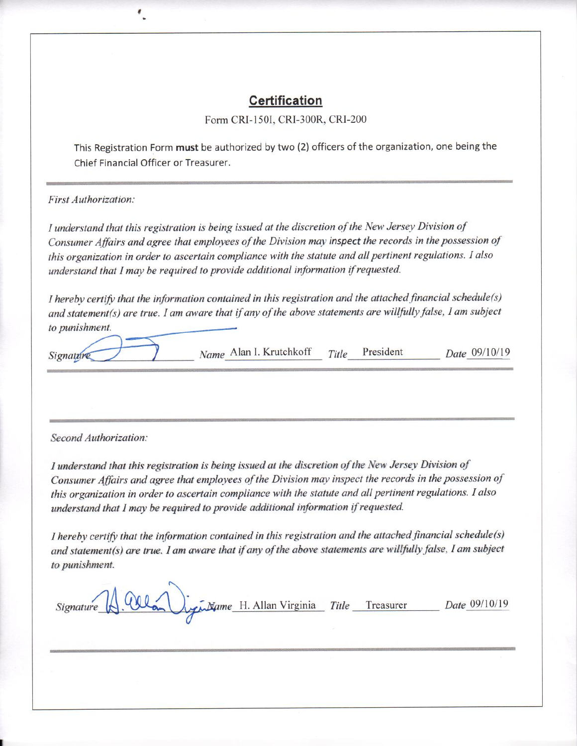## Certification

Form CRI-150I, CRI-300R, CRI-200

This Registration Form **must** be authorized by two (2) officers of the organization, one being the Chief Financial Officer or Treasurer.

*First Authorization:*

*I understand that this registration is being issued at the discretion of the New Jersey Division of Consumer Affairs and agree that employees of the Division may* inspect *the records in the possession of this organization in order to ascertain compliance with the statute and all pertinent regulations. I also understand that I may be required to provide additional information if requested.*

*I hereby certify that the information contained in this registration and the attached financial schedule(s) and statement(s) are true. I am aware that if any of the above statements are willfully false, I am subject to punishment.*

*Signature* ________________ *Name* Alan I. Krutchkoff *Title* President *Date* 09/10/19

*Second Authorization:*

*I understand that this registration is being issued at the discretion of the New Jersey Division of Consumer Affairs and agree that employees of the Division may inspect the records in the possession of this organization in order to ascertain compliance with the statute and all pertinent regulations. I also understand that I may be required to provide additional information if requested.*

*I hereby certify that the information contained in this registration and the attached financial schedule(s) and statement(s) are true. I am aware that if any of the above statements are willfully false, I am subject to punishment.*

*Signature* ________________ *Name* H. Allan Virginia *Title* Treasurer *Date* 09/10/19